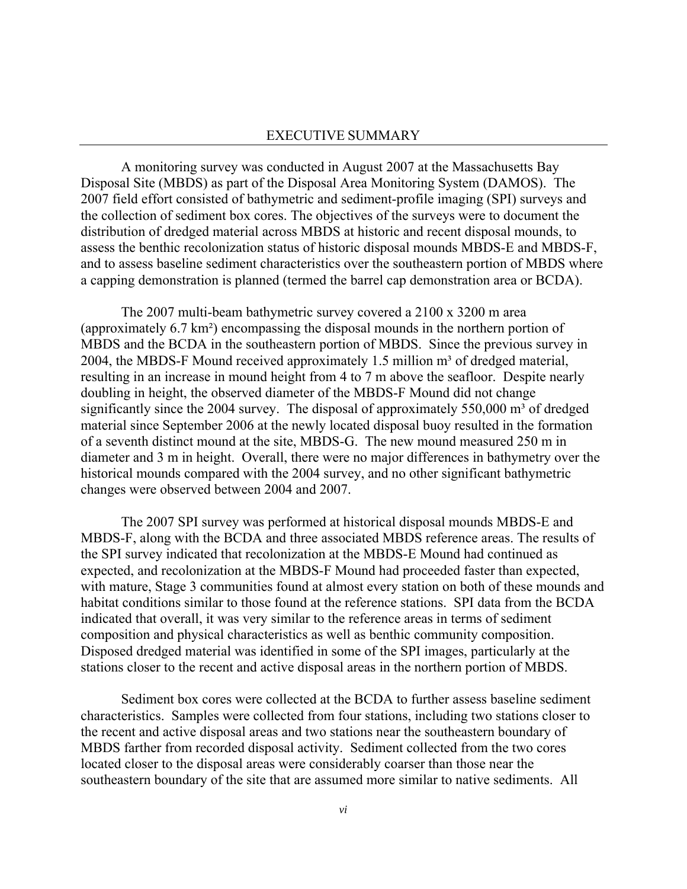## EXECUTIVE SUMMARY

A monitoring survey was conducted in August 2007 at the Massachusetts Bay Disposal Site (MBDS) as part of the Disposal Area Monitoring System (DAMOS). The 2007 field effort consisted of bathymetric and sediment-profile imaging (SPI) surveys and the collection of sediment box cores. The objectives of the surveys were to document the distribution of dredged material across MBDS at historic and recent disposal mounds, to assess the benthic recolonization status of historic disposal mounds MBDS-E and MBDS-F, and to assess baseline sediment characteristics over the southeastern portion of MBDS where a capping demonstration is planned (termed the barrel cap demonstration area or BCDA).

The 2007 multi-beam bathymetric survey covered a 2100 x 3200 m area (approximately 6.7 km²) encompassing the disposal mounds in the northern portion of MBDS and the BCDA in the southeastern portion of MBDS. Since the previous survey in 2004, the MBDS-F Mound received approximately 1.5 million m³ of dredged material, resulting in an increase in mound height from 4 to 7 m above the seafloor. Despite nearly doubling in height, the observed diameter of the MBDS-F Mound did not change significantly since the 2004 survey. The disposal of approximately 550,000 m³ of dredged material since September 2006 at the newly located disposal buoy resulted in the formation of a seventh distinct mound at the site, MBDS-G. The new mound measured 250 m in diameter and 3 m in height. Overall, there were no major differences in bathymetry over the historical mounds compared with the 2004 survey, and no other significant bathymetric changes were observed between 2004 and 2007.

The 2007 SPI survey was performed at historical disposal mounds MBDS-E and MBDS-F, along with the BCDA and three associated MBDS reference areas. The results of the SPI survey indicated that recolonization at the MBDS-E Mound had continued as expected, and recolonization at the MBDS-F Mound had proceeded faster than expected, with mature, Stage 3 communities found at almost every station on both of these mounds and habitat conditions similar to those found at the reference stations. SPI data from the BCDA indicated that overall, it was very similar to the reference areas in terms of sediment composition and physical characteristics as well as benthic community composition. Disposed dredged material was identified in some of the SPI images, particularly at the stations closer to the recent and active disposal areas in the northern portion of MBDS.

Sediment box cores were collected at the BCDA to further assess baseline sediment characteristics. Samples were collected from four stations, including two stations closer to the recent and active disposal areas and two stations near the southeastern boundary of MBDS farther from recorded disposal activity. Sediment collected from the two cores located closer to the disposal areas were considerably coarser than those near the southeastern boundary of the site that are assumed more similar to native sediments. All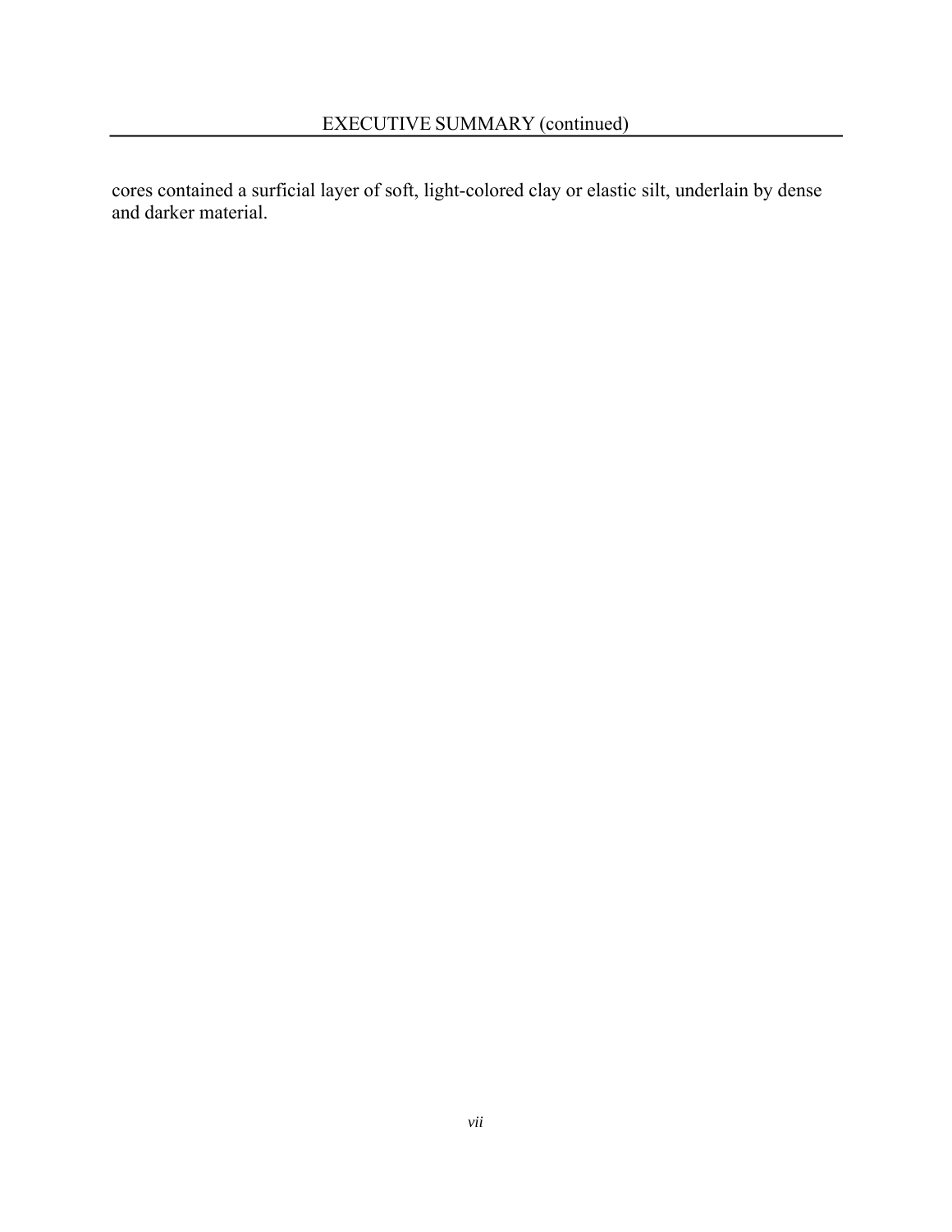cores contained a surficial layer of soft, light-colored clay or elastic silt, underlain by dense and darker material.